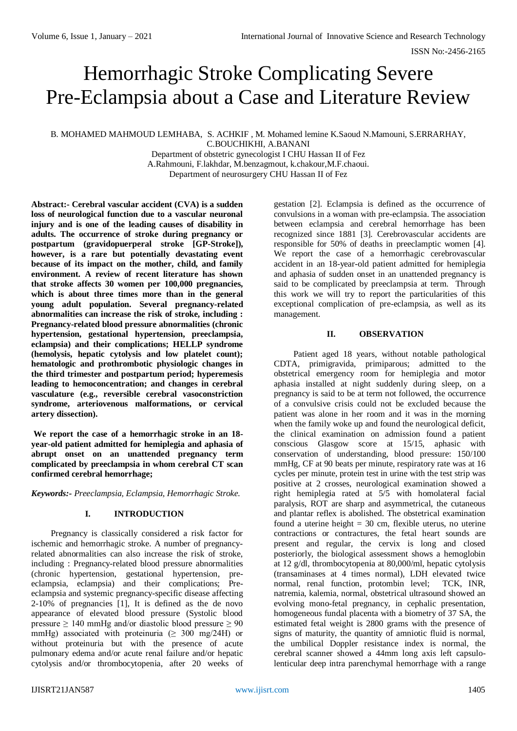# Hemorrhagic Stroke Complicating Severe Pre-Eclampsia about a Case and Literature Review

B. MOHAMED MAHMOUD LEMHABA, S. ACHKIF , M. Mohamed lemine K.Saoud N.Mamouni, S.ERRARHAY, C.BOUCHIKHI, A.BANANI
Department of obstetric gynecologist I CHU Hassan II of Fez
A.Rahmouni, F.lakhdar, M.benzagmout, k.chakour,M.F.chaoui.
Department of neurosurgery CHU Hassan II of Fez

**Abstract:- Cerebral vascular accident (CVA) is a sudden loss of neurological function due to a vascular neuronal injury and is one of the leading causes of disability in adults. The occurrence of stroke during pregnancy or postpartum (gravidopuerperal stroke [GP-Stroke]), however, is a rare but potentially devastating event because of its impact on the mother, child, and family environment. A review of recent literature has shown that stroke affects 30 women per 100,000 pregnancies, which is about three times more than in the general young adult population. Several pregnancy-related abnormalities can increase the risk of stroke, including : Pregnancy-related blood pressure abnormalities (chronic hypertension, gestational hypertension, preeclampsia, eclampsia) and their complications; HELLP syndrome (hemolysis, hepatic cytolysis and low platelet count); hematologic and prothrombotic physiologic changes in the third trimester and postpartum period; hyperemesis leading to hemoconcentration; and changes in cerebral vasculature (e.g., reversible cerebral vasoconstriction syndrome, arteriovenous malformations, or cervical artery dissection).**

**We report the case of a hemorrhagic stroke in an 18-year-old patient admitted for hemiplegia and aphasia of abrupt onset on an unattended pregnancy term complicated by preeclampsia in whom cerebral CT scan confirmed cerebral hemorrhage;**

***Keywords:-*** *Preeclampsia, Eclampsia, Hemorrhagic Stroke.*

## I. INTRODUCTION

Pregnancy is classically considered a risk factor for ischemic and hemorrhagic stroke. A number of pregnancy-related abnormalities can also increase the risk of stroke, including : Pregnancy-related blood pressure abnormalities (chronic hypertension, gestational hypertension, pre-eclampsia, eclampsia) and their complications; Pre-eclampsia and systemic pregnancy-specific disease affecting 2-10% of pregnancies [1], It is defined as the de novo appearance of elevated blood pressure (Systolic blood pressure $\geq$ 140 mmHg and/or diastolic blood pressure $\geq$ 90 mmHg) associated with proteinuria ($\geq$ 300 mg/24H) or without proteinuria but with the presence of acute pulmonary edema and/or acute renal failure and/or hepatic cytolysis and/or thrombocytopenia, after 20 weeks of gestation [2]. Eclampsia is defined as the occurrence of convulsions in a woman with pre-eclampsia. The association between eclampsia and cerebral hemorrhage has been recognized since 1881 [3]. Cerebrovascular accidents are responsible for 50% of deaths in preeclamptic women [4]. We report the case of a hemorrhagic cerebrovascular accident in an 18-year-old patient admitted for hemiplegia and aphasia of sudden onset in an unattended pregnancy is said to be complicated by preeclampsia at term. Through this work we will try to report the particularities of this exceptional complication of pre-eclampsia, as well as its management.

## II. OBSERVATION

Patient aged 18 years, without notable pathological CDTA, primigravida, primiparous; admitted to the obstetrical emergency room for hemiplegia and motor aphasia installed at night suddenly during sleep, on a pregnancy is said to be at term not followed, the occurrence of a convulsive crisis could not be excluded because the patient was alone in her room and it was in the morning when the family woke up and found the neurological deficit, the clinical examination on admission found a patient conscious Glasgow score at 15/15, aphasic with conservation of understanding, blood pressure: 150/100 mmHg, CF at 90 beats per minute, respiratory rate was at 16 cycles per minute, protein test in urine with the test strip was positive at 2 crosses, neurological examination showed a right hemiplegia rated at 5/5 with homolateral facial paralysis, ROT are sharp and asymmetrical, the cutaneous and plantar reflex is abolished. The obstetrical examination found a uterine height = 30 cm, flexible uterus, no uterine contractions or contractures, the fetal heart sounds are present and regular, the cervix is long and closed posteriorly, the biological assessment shows a hemoglobin at 12 g/dl, thrombocytopenia at 80,000/ml, hepatic cytolysis (transaminases at 4 times normal), LDH elevated twice normal, renal function, protombin level; TCK, INR, natremia, kalemia, normal, obstetrical ultrasound showed an evolving mono-fetal pregnancy, in cephalic presentation, homogeneous fundal placenta with a biometry of 37 SA, the estimated fetal weight is 2800 grams with the presence of signs of maturity, the quantity of amniotic fluid is normal, the umbilical Doppler resistance index is normal, the cerebral scanner showed a 44mm long axis left capsulo-lenticular deep intra parenchymal hemorrhage with a range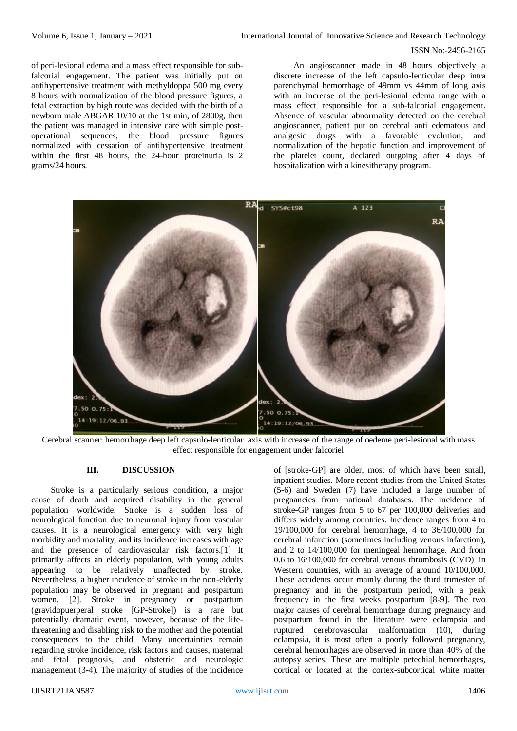of peri-lesional edema and a mass effect responsible for sub-falcorial engagement. The patient was initially put on antihypertensive treatment with methyldoppa 500 mg every 8 hours with normalization of the blood pressure figures, a fetal extraction by high route was decided with the birth of a newborn male ABGAR 10/10 at the 1st min, of 2800g, then the patient was managed in intensive care with simple post-operational sequences, the blood pressure figures normalized with cessation of antihypertensive treatment within the first 48 hours, the 24-hour proteinuria is 2 grams/24 hours.

An angioscanner made in 48 hours objectively a discrete increase of the left capsulo-lenticular deep intra parenchymal hemorrhage of 49mm vs 44mm of long axis with an increase of the peri-lesional edema range with a mass effect responsible for a sub-falcorial engagement. Absence of vascular abnormality detected on the cerebral angioscanner, patient put on cerebral anti edematous and analgesic drugs with a favorable evolution, and normalization of the hepatic function and improvement of the platelet count, declared outgoing after 4 days of hospitalization with a kinesitherapy program.

Cerebral scanner: hemorrhage deep left capsulo-lenticular axis with increase of the range of oedeme peri-lesional with mass effect responsible for engagement under falcoriel

## III. DISCUSSION

Stroke is a particularly serious condition, a major cause of death and acquired disability in the general population worldwide. Stroke is a sudden loss of neurological function due to neuronal injury from vascular causes. It is a neurological emergency with very high morbidity and mortality, and its incidence increases with age and the presence of cardiovascular risk factors.[1] It primarily affects an elderly population, with young adults appearing to be relatively unaffected by stroke. Nevertheless, a higher incidence of stroke in the non-elderly population may be observed in pregnant and postpartum women. [2]. Stroke in pregnancy or postpartum (gravidopuerperal stroke [GP-Stroke]) is a rare but potentially dramatic event, however, because of the life-threatening and disabling risk to the mother and the potential consequences to the child. Many uncertainties remain regarding stroke incidence, risk factors and causes, maternal and fetal prognosis, and obstetric and neurologic management (3-4). The majority of studies of the incidence of [stroke-GP] are older, most of which have been small, inpatient studies. More recent studies from the United States (5-6) and Sweden (7) have included a large number of pregnancies from national databases. The incidence of stroke-GP ranges from 5 to 67 per 100,000 deliveries and differs widely among countries. Incidence ranges from 4 to 19/100,000 for cerebral hemorrhage, 4 to 36/100,000 for cerebral infarction (sometimes including venous infarction), and 2 to 14/100,000 for meningeal hemorrhage. And from 0.6 to 16/100,000 for cerebral venous thrombosis (CVD) in Western countries, with an average of around 10/100,000. These accidents occur mainly during the third trimester of pregnancy and in the postpartum period, with a peak frequency in the first weeks postpartum [8-9]. The two major causes of cerebral hemorrhage during pregnancy and postpartum found in the literature were eclampsia and ruptured cerebrovascular malformation (10), during eclampsia, it is most often a poorly followed pregnancy, cerebral hemorrhages are observed in more than 40% of the autopsy series. These are multiple petechial hemorrhages, cortical or located at the cortex-subcortical white matter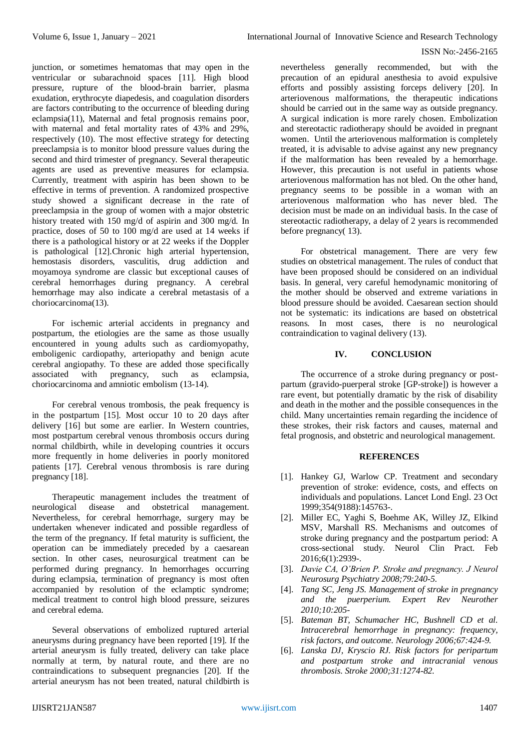junction, or sometimes hematomas that may open in the ventricular or subarachnoid spaces [11]. High blood pressure, rupture of the blood-brain barrier, plasma exudation, erythrocyte diapedesis, and coagulation disorders are factors contributing to the occurrence of bleeding during eclampsia(11), Maternal and fetal prognosis remains poor, with maternal and fetal mortality rates of 43% and 29%, respectively (10). The most effective strategy for detecting preeclampsia is to monitor blood pressure values during the second and third trimester of pregnancy. Several therapeutic agents are used as preventive measures for eclampsia. Currently, treatment with aspirin has been shown to be effective in terms of prevention. A randomized prospective study showed a significant decrease in the rate of preeclampsia in the group of women with a major obstetric history treated with 150 mg/d of aspirin and 300 mg/d. In practice, doses of 50 to 100 mg/d are used at 14 weeks if there is a pathological history or at 22 weeks if the Doppler is pathological [12].Chronic high arterial hypertension, hemostasis disorders, vasculitis, drug addiction and moyamoya syndrome are classic but exceptional causes of cerebral hemorrhages during pregnancy. A cerebral hemorrhage may also indicate a cerebral metastasis of a choriocarcinoma(13).

For ischemic arterial accidents in pregnancy and postpartum, the etiologies are the same as those usually encountered in young adults such as cardiomyopathy, emboligenic cardiopathy, arteriopathy and benign acute cerebral angiopathy. To these are added those specifically associated with pregnancy, such as eclampsia, choriocarcinoma and amniotic embolism (13-14).

For cerebral venous trombosis, the peak frequency is in the postpartum [15]. Most occur 10 to 20 days after delivery [16] but some are earlier. In Western countries, most postpartum cerebral venous thrombosis occurs during normal childbirth, while in developing countries it occurs more frequently in home deliveries in poorly monitored patients [17]. Cerebral venous thrombosis is rare during pregnancy [18].

Therapeutic management includes the treatment of neurological disease and obstetrical management. Nevertheless, for cerebral hemorrhage, surgery may be undertaken whenever indicated and possible regardless of the term of the pregnancy. If fetal maturity is sufficient, the operation can be immediately preceded by a caesarean section. In other cases, neurosurgical treatment can be performed during pregnancy. In hemorrhages occurring during eclampsia, termination of pregnancy is most often accompanied by resolution of the eclamptic syndrome; medical treatment to control high blood pressure, seizures and cerebral edema.

Several observations of embolized ruptured arterial aneurysms during pregnancy have been reported [19]. If the arterial aneurysm is fully treated, delivery can take place normally at term, by natural route, and there are no contraindications to subsequent pregnancies [20]. If the arterial aneurysm has not been treated, natural childbirth is nevertheless generally recommended, but with the precaution of an epidural anesthesia to avoid expulsive efforts and possibly assisting forceps delivery [20]. In arteriovenous malformations, the therapeutic indications should be carried out in the same way as outside pregnancy. A surgical indication is more rarely chosen. Embolization and stereotactic radiotherapy should be avoided in pregnant women. Until the arteriovenous malformation is completely treated, it is advisable to advise against any new pregnancy if the malformation has been revealed by a hemorrhage. However, this precaution is not useful in patients whose arteriovenous malformation has not bled. On the other hand, pregnancy seems to be possible in a woman with an arteriovenous malformation who has never bled. The decision must be made on an individual basis. In the case of stereotactic radiotherapy, a delay of 2 years is recommended before pregnancy( 13).

For obstetrical management. There are very few studies on obstetrical management. The rules of conduct that have been proposed should be considered on an individual basis. In general, very careful hemodynamic monitoring of the mother should be observed and extreme variations in blood pressure should be avoided. Caesarean section should not be systematic: its indications are based on obstetrical reasons. In most cases, there is no neurological contraindication to vaginal delivery (13).

## IV. CONCLUSION

The occurrence of a stroke during pregnancy or post-partum (gravido-puerperal stroke [GP-stroke]) is however a rare event, but potentially dramatic by the risk of disability and death in the mother and the possible consequences in the child. Many uncertainties remain regarding the incidence of these strokes, their risk factors and causes, maternal and fetal prognosis, and obstetric and neurological management.

## REFERENCES

[1]. Hankey GJ, Warlow CP. Treatment and secondary prevention of stroke: evidence, costs, and effects on individuals and populations. Lancet Lond Engl. 23 Oct 1999;354(9188):145763-.

[2]. Miller EC, Yaghi S, Boehme AK, Willey JZ, Elkind MSV, Marshall RS. Mechanisms and outcomes of stroke during pregnancy and the postpartum period: A cross-sectional study. Neurol Clin Pract. Feb 2016;6(1):2939-.

[3]. *Davie CA, O'Brien P. Stroke and pregnancy. J Neurol Neurosurg Psychiatry 2008;79:240-5.*

[4]. *Tang SC, Jeng JS. Management of stroke in pregnancy and the puerperium. Expert Rev Neurother 2010;10:205-*

[5]. *Bateman BT, Schumacher HC, Bushnell CD et al. Intracerebral hemorrhage in pregnancy: frequency, risk factors, and outcome. Neurology 2006;67:424-9.*

[6]. *Lanska DJ, Kryscio RJ. Risk factors for peripartum and postpartum stroke and intracranial venous thrombosis. Stroke 2000;31:1274-82.*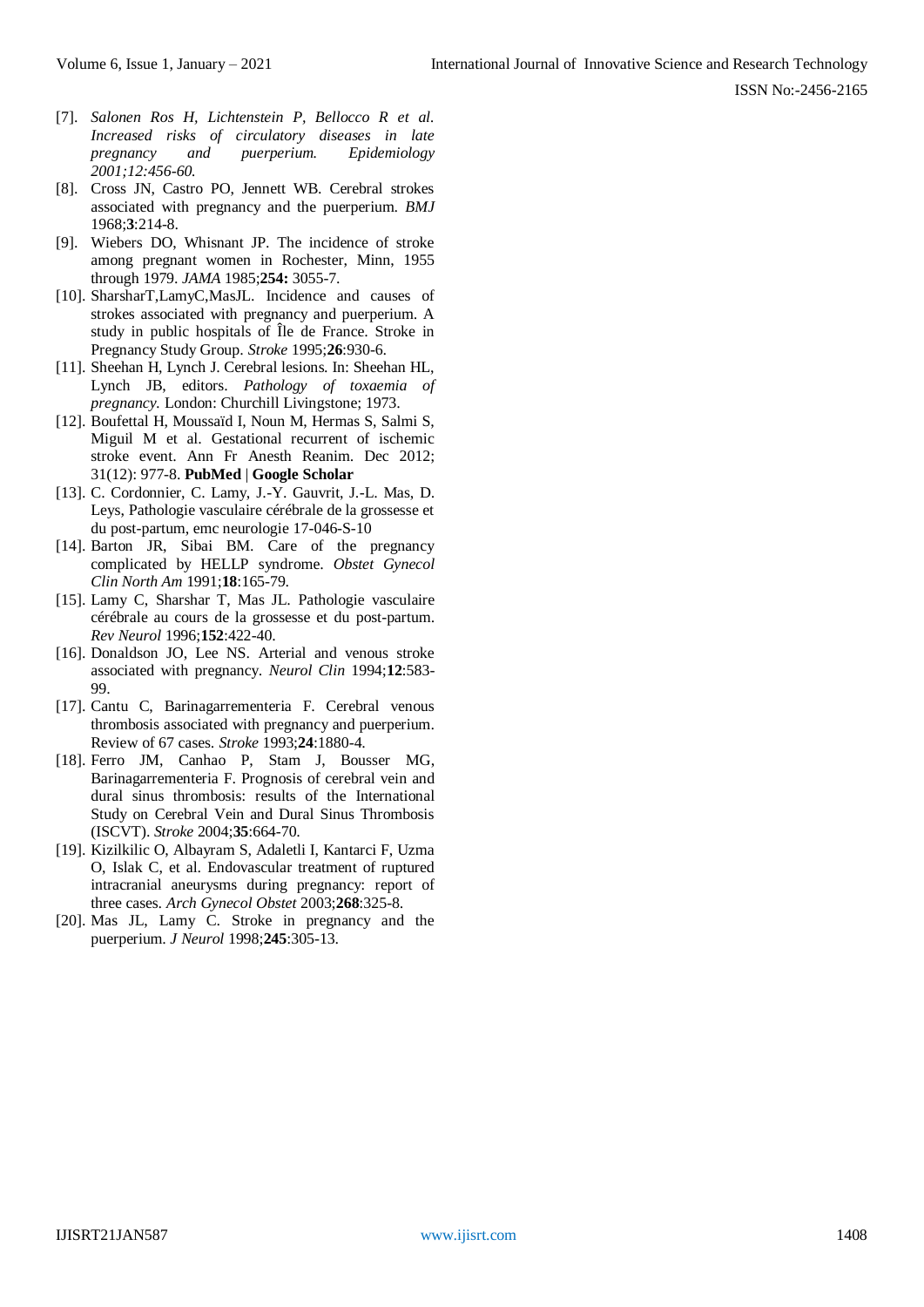[7]. *Salonen Ros H, Lichtenstein P, Bellocco R et al. Increased risks of circulatory diseases in late pregnancy and puerperium. Epidemiology 2001;12:456-60.*

[8]. Cross JN, Castro PO, Jennett WB. Cerebral strokes associated with pregnancy and the puerperium. *BMJ* 1968;**3**:214-8.

[9]. Wiebers DO, Whisnant JP. The incidence of stroke among pregnant women in Rochester, Minn, 1955 through 1979. *JAMA* 1985;**254:** 3055-7.

[10]. SharsharT,LamyC,MasJL. Incidence and causes of strokes associated with pregnancy and puerperium. A study in public hospitals of Île de France. Stroke in Pregnancy Study Group. *Stroke* 1995;**26**:930-6.

[11]. Sheehan H, Lynch J. Cerebral lesions. In: Sheehan HL, Lynch JB, editors. *Pathology of toxaemia of pregnancy.* London: Churchill Livingstone; 1973.

[12]. Boufettal H, Moussaïd I, Noun M, Hermas S, Salmi S, Miguil M et al. Gestational recurrent of ischemic stroke event. Ann Fr Anesth Reanim. Dec 2012; 31(12): 977-8. **PubMed** | **Google Scholar**

[13]. C. Cordonnier, C. Lamy, J.-Y. Gauvrit, J.-L. Mas, D. Leys, Pathologie vasculaire cérébrale de la grossesse et du post-partum, emc neurologie 17-046-S-10

[14]. Barton JR, Sibai BM. Care of the pregnancy complicated by HELLP syndrome. *Obstet Gynecol Clin North Am* 1991;**18**:165-79.

[15]. Lamy C, Sharshar T, Mas JL. Pathologie vasculaire cérébrale au cours de la grossesse et du post-partum. *Rev Neurol* 1996;**152**:422-40.

[16]. Donaldson JO, Lee NS. Arterial and venous stroke associated with pregnancy. *Neurol Clin* 1994;**12**:583-99.

[17]. Cantu C, Barinagarrementeria F. Cerebral venous thrombosis associated with pregnancy and puerperium. Review of 67 cases. *Stroke* 1993;**24**:1880-4.

[18]. Ferro JM, Canhao P, Stam J, Bousser MG, Barinagarrementeria F. Prognosis of cerebral vein and dural sinus thrombosis: results of the International Study on Cerebral Vein and Dural Sinus Thrombosis (ISCVT). *Stroke* 2004;**35**:664-70.

[19]. Kizilkilic O, Albayram S, Adaletli I, Kantarci F, Uzma O, Islak C, et al. Endovascular treatment of ruptured intracranial aneurysms during pregnancy: report of three cases. *Arch Gynecol Obstet* 2003;**268**:325-8.

[20]. Mas JL, Lamy C. Stroke in pregnancy and the puerperium. *J Neurol* 1998;**245**:305-13.